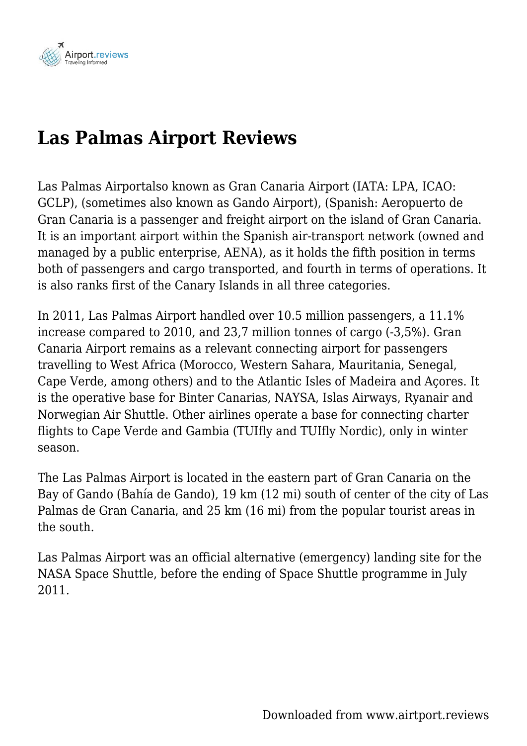# Las Palmas Airport Reviews

Las Palmas Airportalso known as Gran Canaria Airport (IATA: LPA, ICAO: GCLP), (sometimes also known as Gando Airport), (Spanish: Aeropuerto de Gran Canaria is a passenger and freight airport on the island of Gran Canaria. It is an important airport within the Spanish air-transport network (owned and managed by a public enterprise, AENA), as it holds the fifth position in terms both of passengers and cargo transported, and fourth in terms of operations. It is also ranks first of the Canary Islands in all three categories.

In 2011, Las Palmas Airport handled over 10.5 million passengers, a 11.1% increase compared to 2010, and 23,7 million tonnes of cargo (-3,5%). Gran Canaria Airport remains as a relevant connecting airport for passengers travelling to West Africa (Morocco, Western Sahara, Mauritania, Senegal, Cape Verde, among others) and to the Atlantic Isles of Madeira and Açores. It is the operative base for Binter Canarias, NAYSA, Islas Airways, Ryanair and Norwegian Air Shuttle. Other airlines operate a base for connecting charter flights to Cape Verde and Gambia (TUIfly and TUIfly Nordic), only in winter season.

The Las Palmas Airport is located in the eastern part of Gran Canaria on the Bay of Gando (Bahía de Gando), 19 km (12 mi) south of center of the city of Las Palmas de Gran Canaria, and 25 km (16 mi) from the popular tourist areas in the south.

Las Palmas Airport was an official alternative (emergency) landing site for the NASA Space Shuttle, before the ending of Space Shuttle programme in July 2011.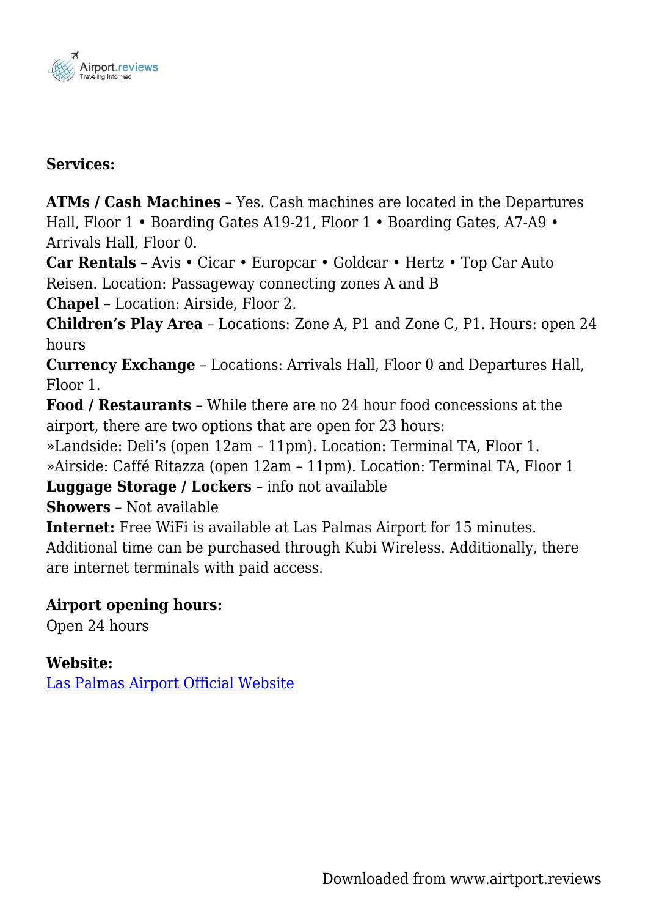**Services:**

**ATMs / Cash Machines** – Yes. Cash machines are located in the Departures Hall, Floor 1 • Boarding Gates A19-21, Floor 1 • Boarding Gates, A7-A9 • Arrivals Hall, Floor 0.
**Car Rentals** – Avis • Cicar • Europcar • Goldcar • Hertz • Top Car Auto Reisen. Location: Passageway connecting zones A and B
**Chapel** – Location: Airside, Floor 2.
**Children's Play Area** – Locations: Zone A, P1 and Zone C, P1. Hours: open 24 hours
**Currency Exchange** – Locations: Arrivals Hall, Floor 0 and Departures Hall, Floor 1.
**Food / Restaurants** – While there are no 24 hour food concessions at the airport, there are two options that are open for 23 hours:
»Landside: Deli's (open 12am – 11pm). Location: Terminal TA, Floor 1.
»Airside: Caffé Ritazza (open 12am – 11pm). Location: Terminal TA, Floor 1
**Luggage Storage / Lockers** – info not available
**Showers** – Not available
**Internet:** Free WiFi is available at Las Palmas Airport for 15 minutes. Additional time can be purchased through Kubi Wireless. Additionally, there are internet terminals with paid access.

**Airport opening hours:**
Open 24 hours

**Website:**
Las Palmas Airport Official Website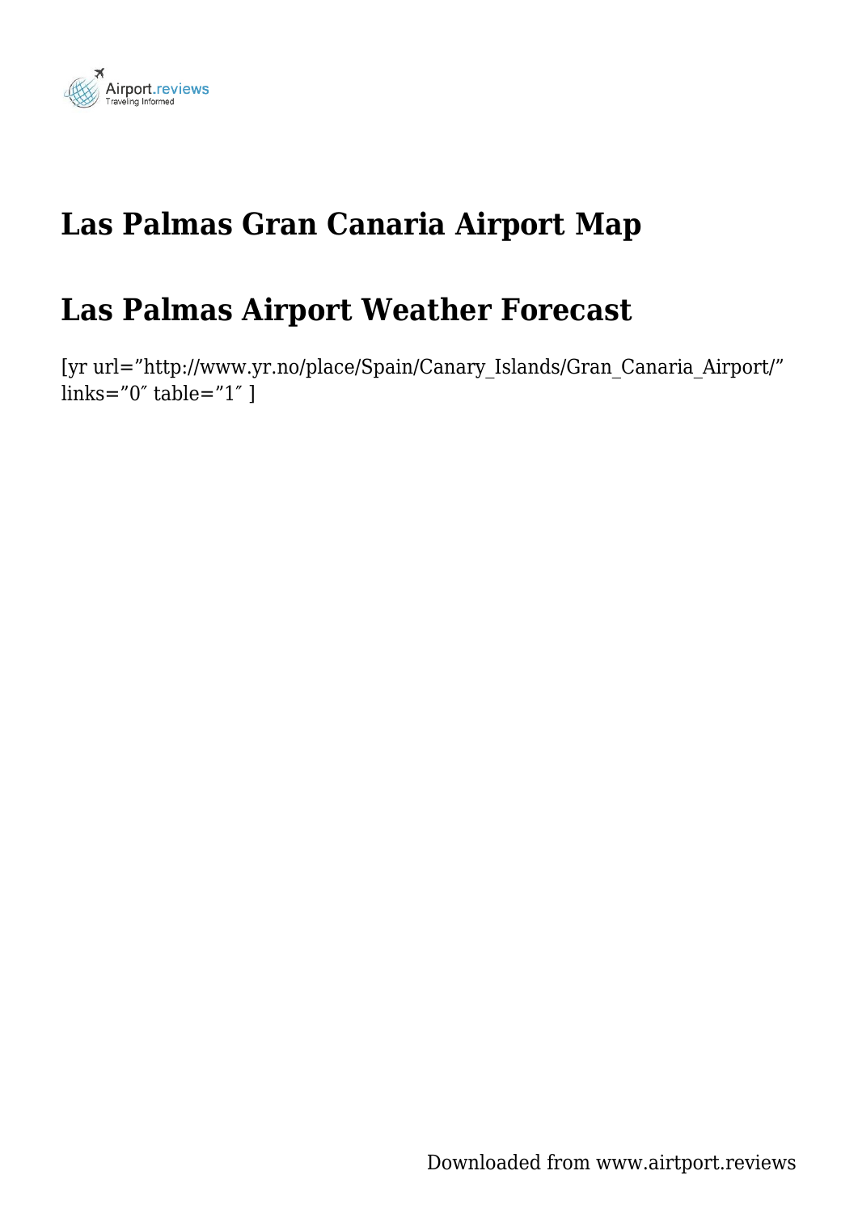# Las Palmas Gran Canaria Airport Map

# Las Palmas Airport Weather Forecast

[yr url="http://www.yr.no/place/Spain/Canary_Islands/Gran_Canaria_Airport/" links="0″ table="1″ ]